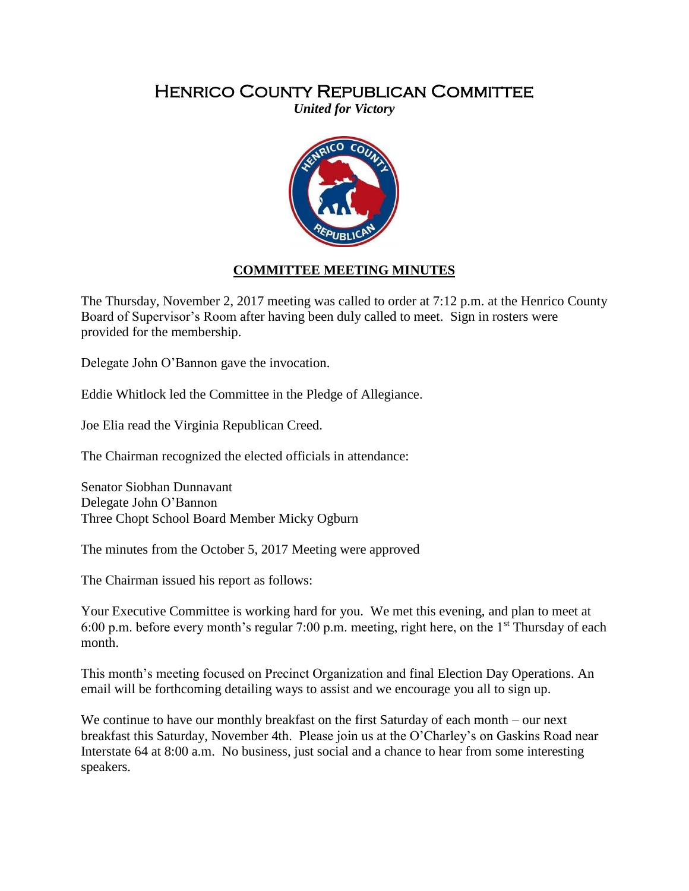# Henrico County Republican Committee

***United for Victory***

**COMMITTEE MEETING MINUTES**

The Thursday, November 2, 2017 meeting was called to order at 7:12 p.m. at the Henrico County Board of Supervisor's Room after having been duly called to meet. Sign in rosters were provided for the membership.

Delegate John O'Bannon gave the invocation.

Eddie Whitlock led the Committee in the Pledge of Allegiance.

Joe Elia read the Virginia Republican Creed.

The Chairman recognized the elected officials in attendance:

Senator Siobhan Dunnavant
Delegate John O'Bannon
Three Chopt School Board Member Micky Ogburn

The minutes from the October 5, 2017 Meeting were approved

The Chairman issued his report as follows:

Your Executive Committee is working hard for you. We met this evening, and plan to meet at 6:00 p.m. before every month's regular 7:00 p.m. meeting, right here, on the 1st Thursday of each month.

This month's meeting focused on Precinct Organization and final Election Day Operations. An email will be forthcoming detailing ways to assist and we encourage you all to sign up.

We continue to have our monthly breakfast on the first Saturday of each month – our next breakfast this Saturday, November 4th. Please join us at the O'Charley's on Gaskins Road near Interstate 64 at 8:00 a.m. No business, just social and a chance to hear from some interesting speakers.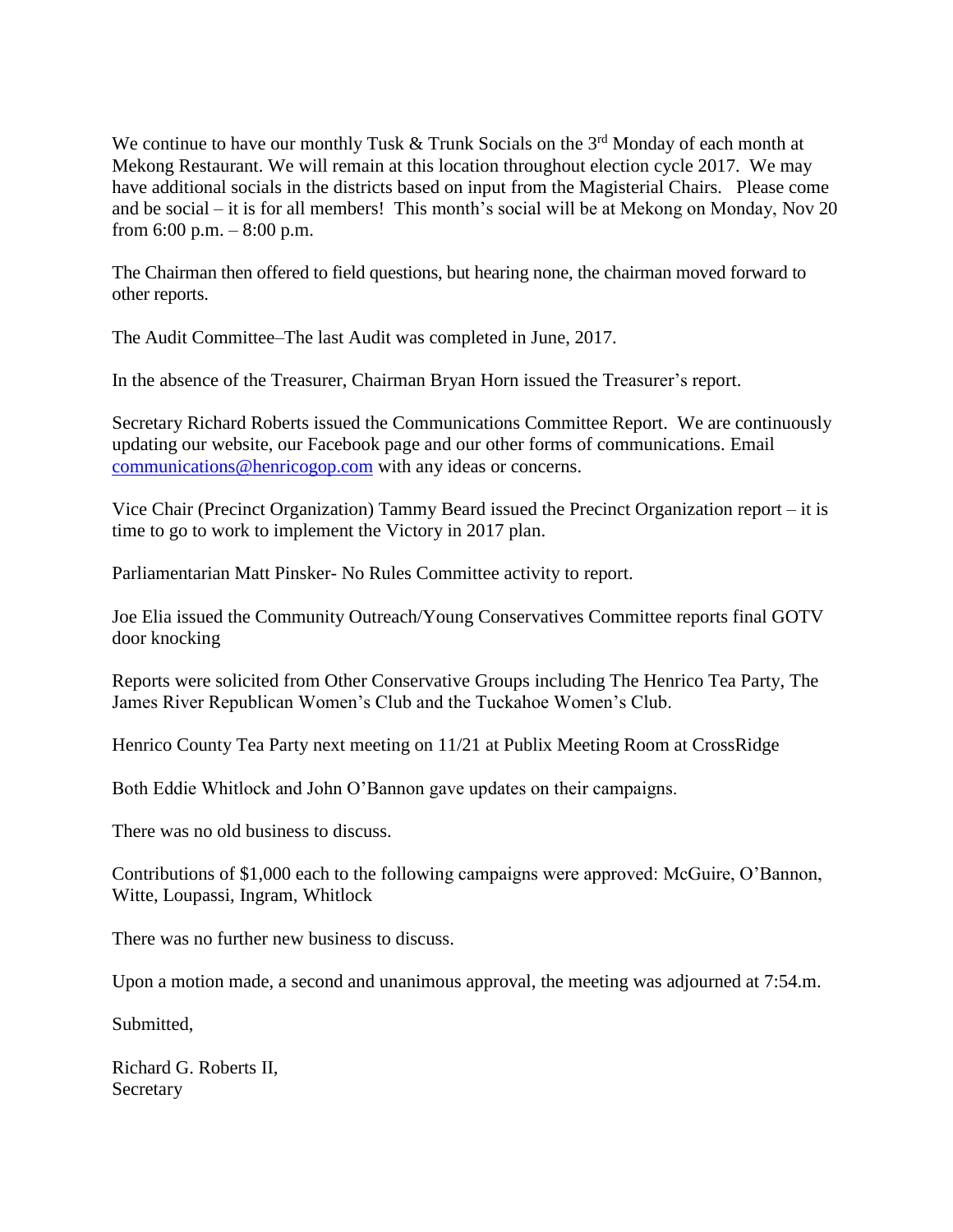We continue to have our monthly Tusk & Trunk Socials on the 3rd Monday of each month at Mekong Restaurant. We will remain at this location throughout election cycle 2017. We may have additional socials in the districts based on input from the Magisterial Chairs. Please come and be social – it is for all members! This month's social will be at Mekong on Monday, Nov 20 from 6:00 p.m. – 8:00 p.m.

The Chairman then offered to field questions, but hearing none, the chairman moved forward to other reports.

The Audit Committee–The last Audit was completed in June, 2017.

In the absence of the Treasurer, Chairman Bryan Horn issued the Treasurer's report.

Secretary Richard Roberts issued the Communications Committee Report. We are continuously updating our website, our Facebook page and our other forms of communications. Email communications@henricogop.com with any ideas or concerns.

Vice Chair (Precinct Organization) Tammy Beard issued the Precinct Organization report – it is time to go to work to implement the Victory in 2017 plan.

Parliamentarian Matt Pinsker- No Rules Committee activity to report.

Joe Elia issued the Community Outreach/Young Conservatives Committee reports final GOTV door knocking

Reports were solicited from Other Conservative Groups including The Henrico Tea Party, The James River Republican Women's Club and the Tuckahoe Women's Club.

Henrico County Tea Party next meeting on 11/21 at Publix Meeting Room at CrossRidge

Both Eddie Whitlock and John O'Bannon gave updates on their campaigns.

There was no old business to discuss.

Contributions of $1,000 each to the following campaigns were approved: McGuire, O'Bannon, Witte, Loupassi, Ingram, Whitlock

There was no further new business to discuss.

Upon a motion made, a second and unanimous approval, the meeting was adjourned at 7:54.m.

Submitted,

Richard G. Roberts II,
Secretary